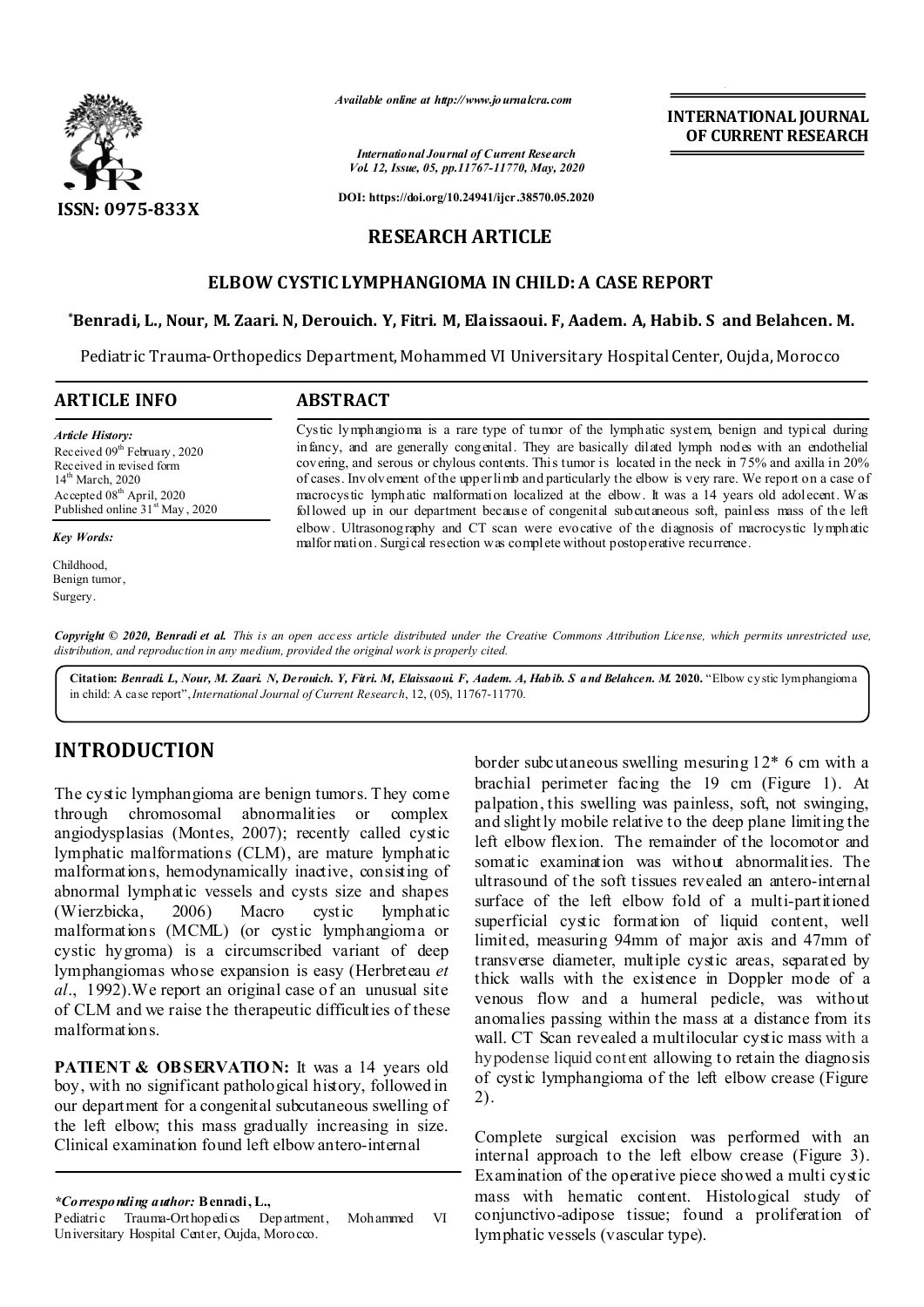Available online at http://www.journalcra.com

International Journal of Current Research
Vol. 12, Issue, 05, pp.11767-11770, May, 2020

DOI: https://doi.org/10.24941/ijcr.38570.05.2020

ISSN: 0975-833X

**INTERNATIONAL JOURNAL OF CURRENT RESEARCH**

## RESEARCH ARTICLE

# ELBOW CYSTIC LYMPHANGIOMA IN CHILD: A CASE REPORT

**\*Benradi, L., Nour, M. Zaari. N, Derouich. Y, Fitri. M, Elaissaoui. F, Aadem. A, Habib. S and Belahcen. M.**

Pediatric Trauma-Orthopedics Department, Mohammed VI University Hospital Center, Oujda, Morocco

## ARTICLE INFO

***Article History:***

Received 09th February, 2020
Received in revised form
14th March, 2020
Accepted 08th April, 2020
Published online 31st May, 2020

***Key Words:***

Childhood,
Benign tumor,
Surgery.

## ABSTRACT

Cystic lymphangioma is a rare type of tumor of the lymphatic system, benign and typical during infancy, and are generally congenital. They are basically dilated lymph nodes with an endothelial covering, and serous or chylous contents. This tumor is located in the neck in 75% and axilla in 20% of cases. Involvement of the upper limb and particularly the elbow is very rare. We report on a case of macrocystic lymphatic malformation localized at the elbow. It was a 14 years old adolescent. Was followed up in our department because of congenital subcutaneous soft, painless mass of the left elbow. Ultrasonography and CT scan were evocative of the diagnosis of macrocystic lymphatic malformation. Surgical resection was complete without postoperative recurrence.

*Copyright © 2020, Benradi et al. This is an open access article distributed under the Creative Commons Attribution License, which permits unrestricted use, distribution, and reproduction in any medium, provided the original work is properly cited.*

**Citation:** ***Benradi. L, Nour, M. Zaari. N, Derouich. Y, Fitri. M, Elaissaoui. F, Aadem. A, Habib. S and Belahcen. M. 2020.*** "Elbow cystic lymphangioma in child: A case report", *International Journal of Current Research*, 12, (05), 11767-11770.

# INTRODUCTION

The cystic lymphangioma are benign tumors. They come through chromosomal abnormalities or complex angiodysplasias (Montes, 2007); recently called cystic lymphatic malformations (CLM), are mature lymphatic malformations, hemodynamically inactive, consisting of abnormal lymphatic vessels and cysts size and shapes (Wierzbicka, 2006) Macro cystic lymphatic malformations (MCML) (or cystic lymphangioma or cystic hygroma) is a circumscribed variant of deep lymphangiomas whose expansion is easy (Herbreteau *et al*., 1992).We report an original case of an unusual site of CLM and we raise the therapeutic difficulties of these malformations.

**PATIENT & OBSERVATION:** It was a 14 years old boy, with no significant pathological history, followed in our department for a congenital subcutaneous swelling of the left elbow; this mass gradually increasing in size. Clinical examination found left elbow antero-internal border subcutaneous swelling mesuring 12* 6 cm with a brachial perimeter facing the 19 cm (Figure 1). At palpation, this swelling was painless, soft, not swinging, and slightly mobile relative to the deep plane limiting the left elbow flexion. The remainder of the locomotor and somatic examination was without abnormalities. The ultrasound of the soft tissues revealed an antero-internal surface of the left elbow fold of a multi-partitioned superficial cystic formation of liquid content, well limited, measuring 94mm of major axis and 47mm of transverse diameter, multiple cystic areas, separated by thick walls with the existence in Doppler mode of a venous flow and a humeral pedicle, was without anomalies passing within the mass at a distance from its wall. CT Scan revealed a multilocular cystic mass with a hypodense liquid content allowing to retain the diagnosis of cystic lymphangioma of the left elbow crease (Figure 2).

Complete surgical excision was performed with an internal approach to the left elbow crease (Figure 3). Examination of the operative piece showed a multi cystic mass with hematic content. Histological study of conjunctivo-adipose tissue; found a proliferation of lymphatic vessels (vascular type).

***\*Corresponding author:*** **Benradi, L.,**
Pediatric Trauma-Orthopedics Department, Mohammed VI Universitary Hospital Center, Oujda, Morocco.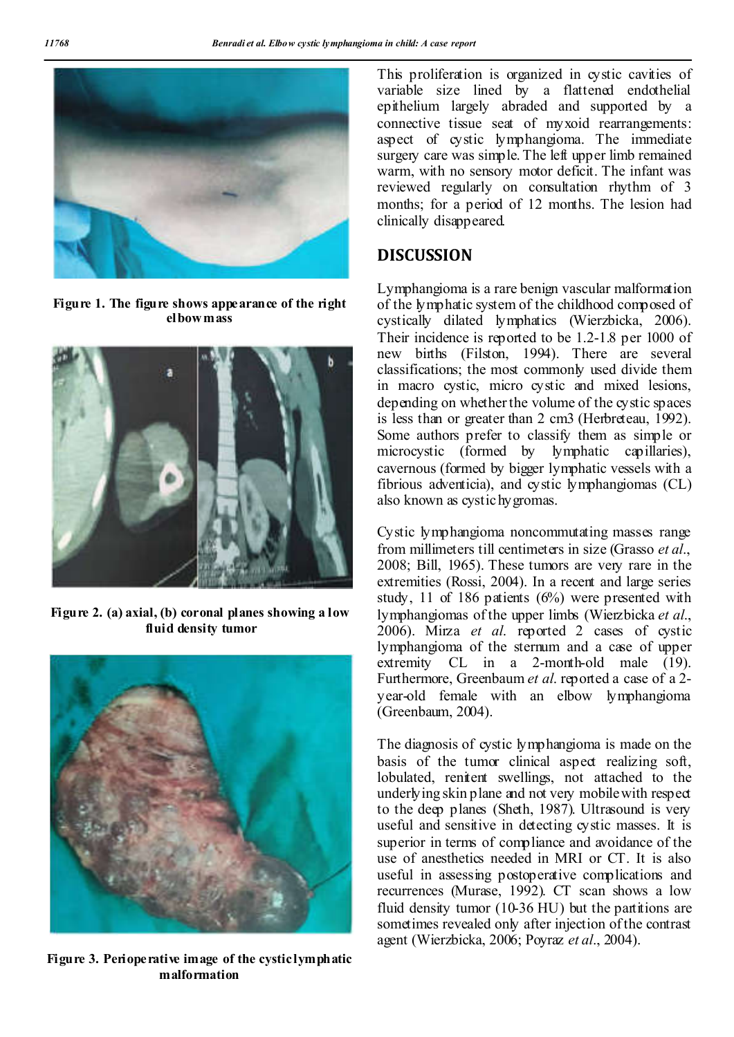Figure 1. The figure shows appearance of the right elbow mass

Figure 2. (a) axial, (b) coronal planes showing a low fluid density tumor

Figure 3. Perioperative image of the cystic lymphatic malformation

This proliferation is organized in cystic cavities of variable size lined by a flattened endothelial epithelium largely abraded and supported by a connective tissue seat of myxoid rearrangements: aspect of cystic lymphangioma. The immediate surgery care was simple. The left upper limb remained warm, with no sensory motor deficit. The infant was reviewed regularly on consultation rhythm of 3 months; for a period of 12 months. The lesion had clinically disappeared.

## DISCUSSION

Lymphangioma is a rare benign vascular malformation of the lymphatic system of the childhood composed of cystically dilated lymphatics (Wierzbicka, 2006). Their incidence is reported to be 1.2-1.8 per 1000 of new births (Filston, 1994). There are several classifications; the most commonly used divide them in macro cystic, micro cystic and mixed lesions, depending on whether the volume of the cystic spaces is less than or greater than 2 cm3 (Herbreteau, 1992). Some authors prefer to classify them as simple or microcystic (formed by lymphatic capillaries), cavernous (formed by bigger lymphatic vessels with a fibrious adventicia), and cystic lymphangiomas (CL) also known as cystic hygromas.

Cystic lymphangioma noncommutating masses range from millimeters till centimeters in size (Grasso *et al*., 2008; Bill, 1965). These tumors are very rare in the extremities (Rossi, 2004). In a recent and large series study, 11 of 186 patients (6%) were presented with lymphangiomas of the upper limbs (Wierzbicka *et al*., 2006). Mirza *et al*. reported 2 cases of cystic lymphangioma of the sternum and a case of upper extremity CL in a 2-month-old male (19). Furthermore, Greenbaum *et al*. reported a case of a 2-year-old female with an elbow lymphangioma (Greenbaum, 2004).

The diagnosis of cystic lymphangioma is made on the basis of the tumor clinical aspect realizing soft, lobulated, renitent swellings, not attached to the underlying skin plane and not very mobile with respect to the deep planes (Sheth, 1987). Ultrasound is very useful and sensitive in detecting cystic masses. It is superior in terms of compliance and avoidance of the use of anesthetics needed in MRI or CT. It is also useful in assessing postoperative complications and recurrences (Murase, 1992). CT scan shows a low fluid density tumor (10-36 HU) but the partitions are sometimes revealed only after injection of the contrast agent (Wierzbicka, 2006; Poyraz *et al*., 2004).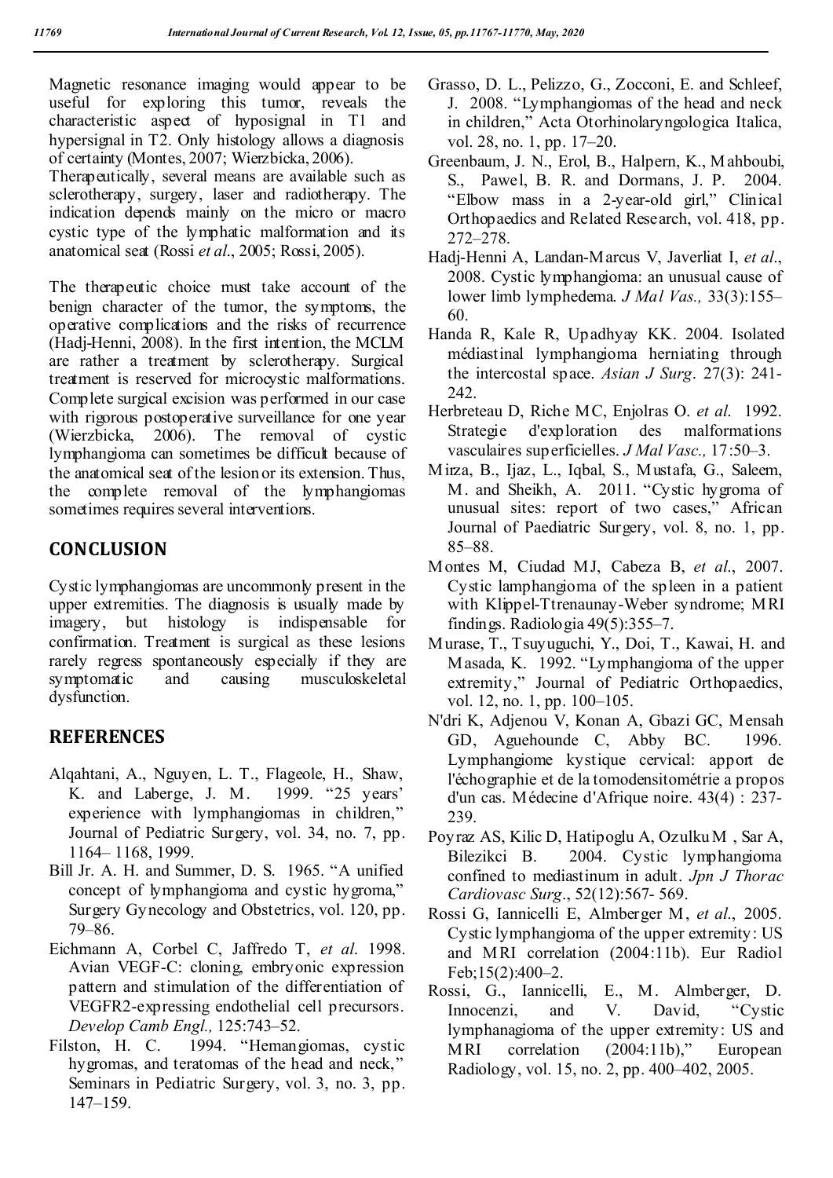Magnetic resonance imaging would appear to be useful for exploring this tumor, reveals the characteristic aspect of hyposignal in T1 and hypersignal in T2. Only histology allows a diagnosis of certainty (Montes, 2007; Wierzbicka, 2006).

Therapeutically, several means are available such as sclerotherapy, surgery, laser and radiotherapy. The indication depends mainly on the micro or macro cystic type of the lymphatic malformation and its anatomical seat (Rossi *et al*., 2005; Rossi, 2005).

The therapeutic choice must take account of the benign character of the tumor, the symptoms, the operative complications and the risks of recurrence (Hadj-Henni, 2008). In the first intention, the MCLM are rather a treatment by sclerotherapy. Surgical treatment is reserved for microcystic malformations. Complete surgical excision was performed in our case with rigorous postoperative surveillance for one year (Wierzbicka, 2006). The removal of cystic lymphangioma can sometimes be difficult because of the anatomical seat of the lesion or its extension. Thus, the complete removal of the lymphangiomas sometimes requires several interventions.

## CONCLUSION

Cystic lymphangiomas are uncommonly present in the upper extremities. The diagnosis is usually made by imagery, but histology is indispensable for confirmation. Treatment is surgical as these lesions rarely regress spontaneously especially if they are symptomatic and causing musculoskeletal dysfunction.

## REFERENCES

- Alqahtani, A., Nguyen, L. T., Flageole, H., Shaw, K. and Laberge, J. M. 1999. "25 years' experience with lymphangiomas in children," Journal of Pediatric Surgery, vol. 34, no. 7, pp. 1164– 1168, 1999.
- Bill Jr. A. H. and Summer, D. S. 1965. "A unified concept of lymphangioma and cystic hygroma," Surgery Gynecology and Obstetrics, vol. 120, pp. 79–86.
- Eichmann A, Corbel C, Jaffredo T, *et al*. 1998. Avian VEGF-C: cloning, embryonic expression pattern and stimulation of the differentiation of VEGFR2-expressing endothelial cell precursors. *Develop Camb Engl.,* 125:743–52.
- Filston, H. C. 1994. "Hemangiomas, cystic hygromas, and teratomas of the head and neck," Seminars in Pediatric Surgery, vol. 3, no. 3, pp. 147–159.
- Grasso, D. L., Pelizzo, G., Zocconi, E. and Schleef, J. 2008. "Lymphangiomas of the head and neck in children," Acta Otorhinolaryngologica Italica, vol. 28, no. 1, pp. 17–20.
- Greenbaum, J. N., Erol, B., Halpern, K., Mahboubi, S., Pawel, B. R. and Dormans, J. P. 2004. "Elbow mass in a 2-year-old girl," Clinical Orthopaedics and Related Research, vol. 418, pp. 272–278.
- Hadj-Henni A, Landan-Marcus V, Javerliat I, *et al*., 2008. Cystic lymphangioma: an unusual cause of lower limb lymphedema. *J Mal Vas.,* 33(3):155–60.
- Handa R, Kale R, Upadhyay KK. 2004. Isolated médiastinal lymphangioma herniating through the intercostal space. *Asian J Surg*. 27(3): 241-242.
- Herbreteau D, Riche MC, Enjolras O. *et al*. 1992. Strategie d'exploration des malformations vasculaires superficielles. *J Mal Vasc.,* 17:50–3.
- Mirza, B., Ijaz, L., Iqbal, S., Mustafa, G., Saleem, M. and Sheikh, A. 2011. "Cystic hygroma of unusual sites: report of two cases," African Journal of Paediatric Surgery, vol. 8, no. 1, pp. 85–88.
- Montes M, Ciudad MJ, Cabeza B, *et al*., 2007. Cystic lamphangioma of the spleen in a patient with Klippel-Ttrenaunay-Weber syndrome; MRI findings. Radiologia 49(5):355–7.
- Murase, T., Tsuyuguchi, Y., Doi, T., Kawai, H. and Masada, K. 1992. "Lymphangioma of the upper extremity," Journal of Pediatric Orthopaedics, vol. 12, no. 1, pp. 100–105.
- N'dri K, Adjenou V, Konan A, Gbazi GC, Mensah GD, Aguehounde C, Abby BC. 1996. Lymphangiome kystique cervical: apport de l'échographie et de la tomodensitométrie a propos d'un cas. Médecine d'Afrique noire. 43(4) : 237-239.
- Poyraz AS, Kilic D, Hatipoglu A, Ozulku M , Sar A, Bilezikci B. 2004. Cystic lymphangioma confined to mediastinum in adult. *Jpn J Thorac Cardiovasc Surg*., 52(12):567- 569.
- Rossi G, Iannicelli E, Almberger M, *et al*., 2005. Cystic lymphangioma of the upper extremity: US and MRI correlation (2004:11b). Eur Radiol Feb;15(2):400–2.
- Rossi, G., Iannicelli, E., M. Almberger, D. Innocenzi, and V. David, "Cystic lymphanagioma of the upper extremity: US and MRI correlation (2004:11b)," European Radiology, vol. 15, no. 2, pp. 400–402, 2005.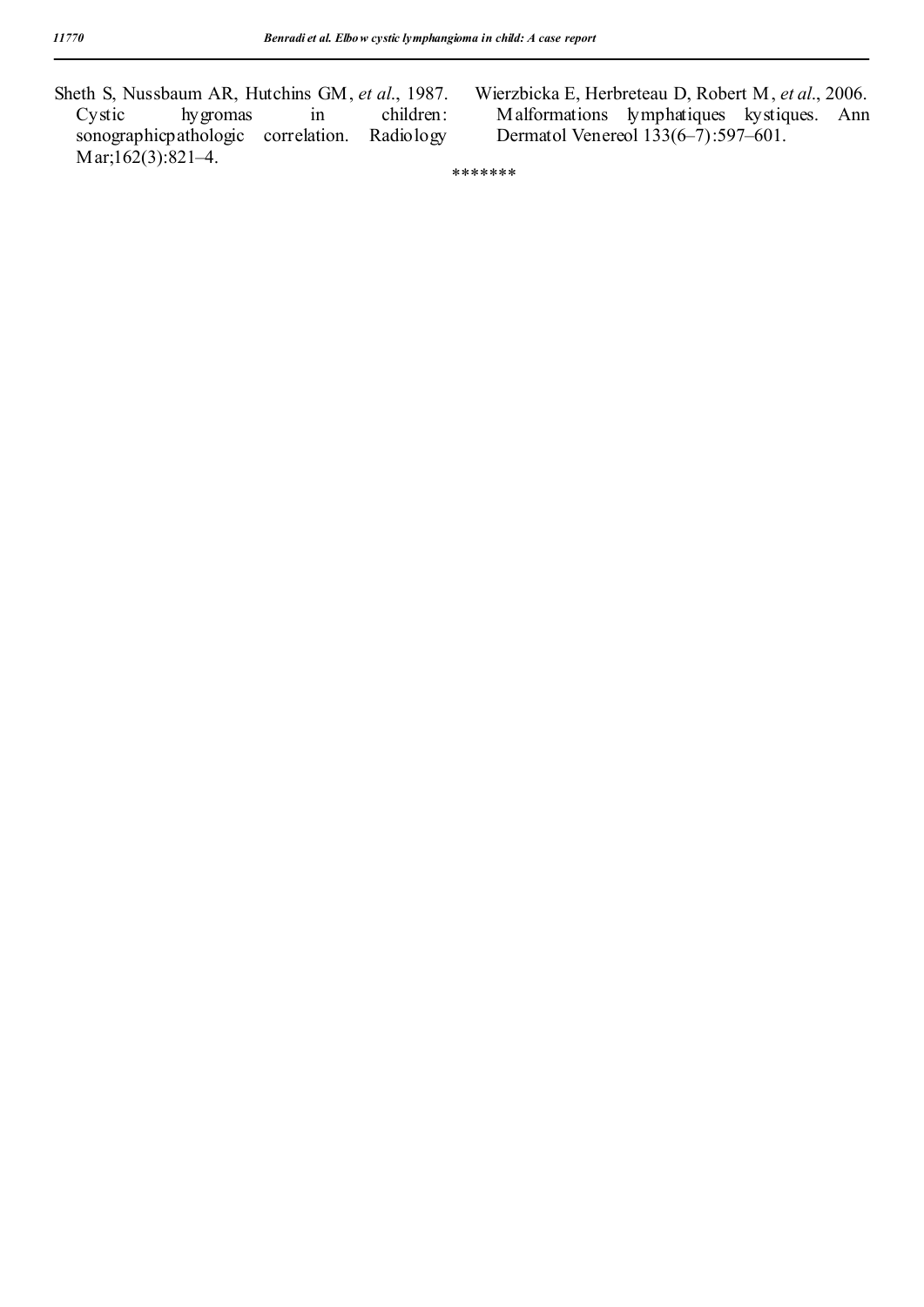Sheth S, Nussbaum AR, Hutchins GM, *et al*., 1987. Cystic hygromas in children: sonographicpathologic correlation. Radiology Mar;162(3):821–4.

Wierzbicka E, Herbreteau D, Robert M, *et al*., 2006. Malformations lymphatiques kystiques. Ann Dermatol Venereol 133(6–7):597–601.

*******